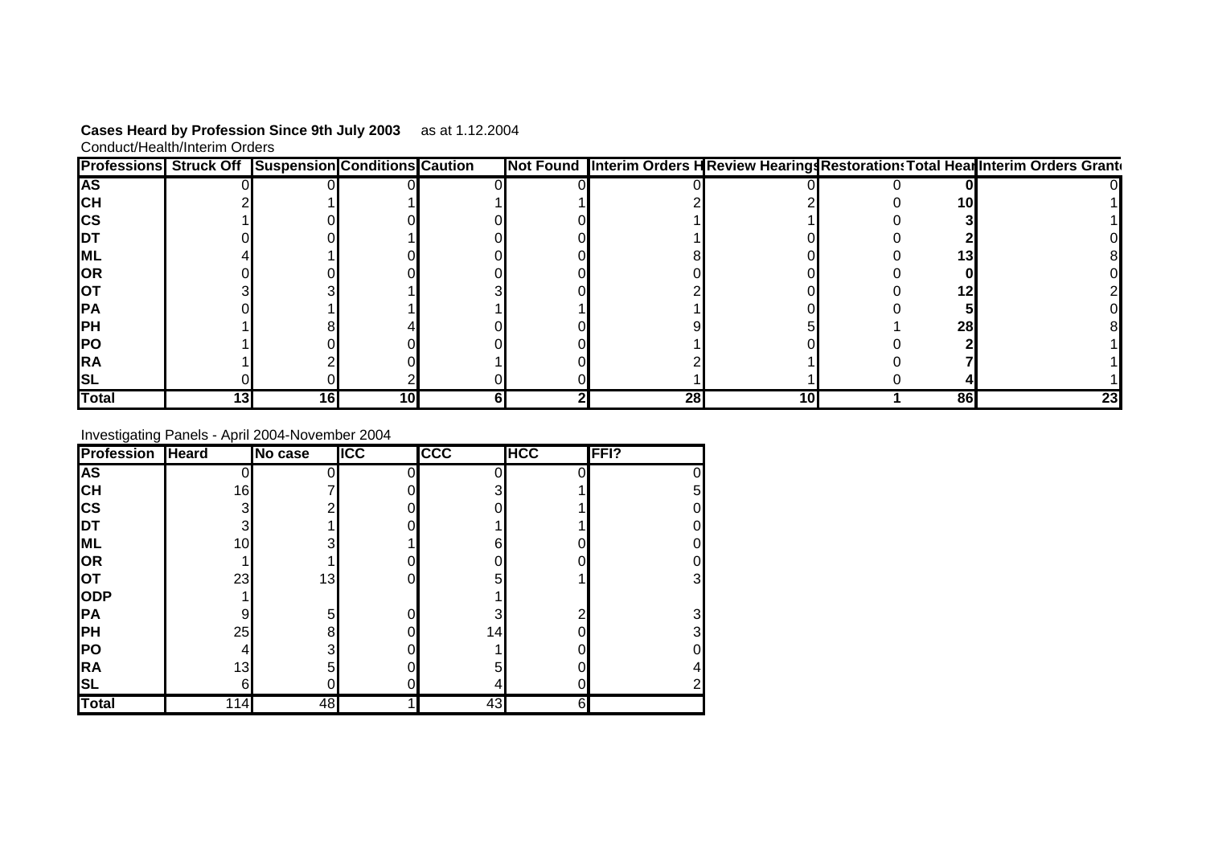**Cases Heard by Profession Since 9th July 2003** as at 1.12.2004

Conduct/Health/Interim Orders

| Professions | Struck Off | Suspension | Conditions | Caution | Not Found | Interim Orders H | Review Hearings | Restorations | Total Hear | Interim Orders Grant |
|---|---|---|---|---|---|---|---|---|---|---|
| AS | 0 | 0 | 0 | 0 | 0 | 0 | 0 | 0 | 0 | 0 |
| CH | 2 | 1 | 1 | 1 | 1 | 2 | 2 | 0 | 10 | 1 |
| CS | 1 | 0 | 0 | 0 | 0 | 1 | 1 | 0 | 3 | 1 |
| DT | 0 | 0 | 1 | 0 | 0 | 1 | 0 | 0 | 2 | 0 |
| ML | 4 | 1 | 0 | 0 | 0 | 8 | 0 | 0 | 13 | 8 |
| OR | 0 | 0 | 0 | 0 | 0 | 0 | 0 | 0 | 0 | 0 |
| OT | 3 | 3 | 1 | 3 | 0 | 2 | 0 | 0 | 12 | 2 |
| PA | 0 | 1 | 1 | 1 | 1 | 1 | 0 | 0 | 5 | 0 |
| PH | 1 | 8 | 4 | 0 | 0 | 9 | 5 | 1 | 28 | 8 |
| PO | 1 | 0 | 0 | 0 | 0 | 1 | 0 | 0 | 2 | 1 |
| RA | 1 | 2 | 0 | 1 | 0 | 2 | 1 | 0 | 7 | 1 |
| SL | 0 | 0 | 2 | 0 | 0 | 1 | 1 | 0 | 4 | 1 |
| **Total** | **13** | **16** | **10** | **6** | **2** | **28** | **10** | **1** | **86** | **23** |

Investigating Panels - April 2004-November 2004

| Profession | Heard | No case | ICC | CCC | HCC | FFI? |
|---|---|---|---|---|---|---|
| AS | 0 | 0 | 0 | 0 | 0 | 0 |
| CH | 16 | 7 | 0 | 3 | 1 | 5 |
| CS | 3 | 2 | 0 | 0 | 1 | 0 |
| DT | 3 | 1 | 0 | 1 | 1 | 0 |
| ML | 10 | 3 | 1 | 6 | 0 | 0 |
| OR | 1 | 1 | 0 | 0 | 0 | 0 |
| OT | 23 | 13 | 0 | 5 | 1 | 3 |
| ODP | 1 | | | 1 | | |
| PA | 9 | 5 | 0 | 3 | 2 | 3 |
| PH | 25 | 8 | 0 | 14 | 0 | 3 |
| PO | 4 | 3 | 0 | 1 | 0 | 0 |
| RA | 13 | 5 | 0 | 5 | 0 | 4 |
| SL | 6 | 0 | 0 | 4 | 0 | 2 |
| **Total** | 114 | 48 | 1 | 43 | 6 | |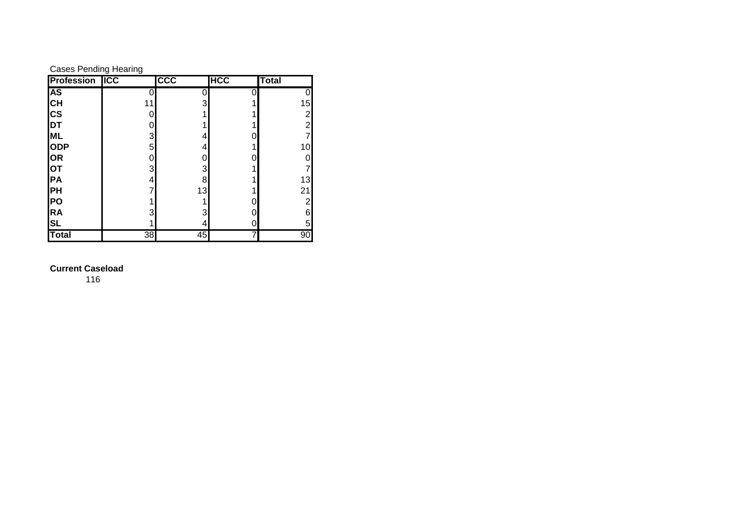Cases Pending Hearing

| Profession | ICC | CCC | HCC | Total |
|---|---|---|---|---|
| **AS** | 0 | 0 | 0 | 0 |
| **CH** | 11 | 3 | 1 | 15 |
| **CS** | 0 | 1 | 1 | 2 |
| **DT** | 0 | 1 | 1 | 2 |
| **ML** | 3 | 4 | 0 | 7 |
| **ODP** | 5 | 4 | 1 | 10 |
| **OR** | 0 | 0 | 0 | 0 |
| **OT** | 3 | 3 | 1 | 7 |
| **PA** | 4 | 8 | 1 | 13 |
| **PH** | 7 | 13 | 1 | 21 |
| **PO** | 1 | 1 | 0 | 2 |
| **RA** | 3 | 3 | 0 | 6 |
| **SL** | 1 | 4 | 0 | 5 |
| **Total** | 38 | 45 | 7 | 90 |

**Current Caseload**

116